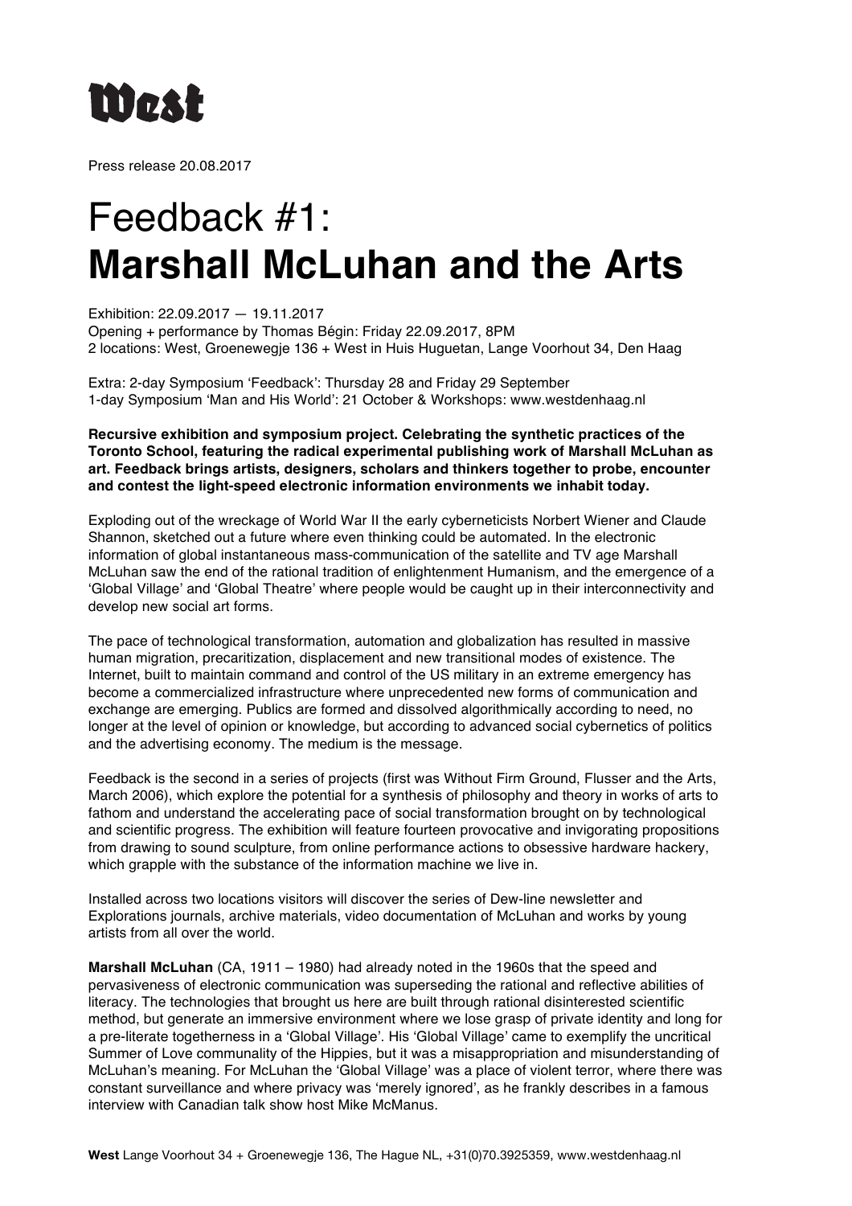# West

Press release 20.08.2017

# Feedback #1:
# **Marshall McLuhan and the Arts**

Exhibition: 22.09.2017 — 19.11.2017
Opening + performance by Thomas Bégin: Friday 22.09.2017, 8PM
2 locations: West, Groenewegje 136 + West in Huis Huguetan, Lange Voorhout 34, Den Haag

Extra: 2-day Symposium 'Feedback': Thursday 28 and Friday 29 September
1-day Symposium 'Man and His World': 21 October & Workshops: www.westdenhaag.nl

**Recursive exhibition and symposium project. Celebrating the synthetic practices of the Toronto School, featuring the radical experimental publishing work of Marshall McLuhan as art. Feedback brings artists, designers, scholars and thinkers together to probe, encounter and contest the light-speed electronic information environments we inhabit today.**

Exploding out of the wreckage of World War II the early cyberneticists Norbert Wiener and Claude Shannon, sketched out a future where even thinking could be automated. In the electronic information of global instantaneous mass-communication of the satellite and TV age Marshall McLuhan saw the end of the rational tradition of enlightenment Humanism, and the emergence of a 'Global Village' and 'Global Theatre' where people would be caught up in their interconnectivity and develop new social art forms.

The pace of technological transformation, automation and globalization has resulted in massive human migration, precaritization, displacement and new transitional modes of existence. The Internet, built to maintain command and control of the US military in an extreme emergency has become a commercialized infrastructure where unprecedented new forms of communication and exchange are emerging. Publics are formed and dissolved algorithmically according to need, no longer at the level of opinion or knowledge, but according to advanced social cybernetics of politics and the advertising economy. The medium is the message.

Feedback is the second in a series of projects (first was Without Firm Ground, Flusser and the Arts, March 2006), which explore the potential for a synthesis of philosophy and theory in works of arts to fathom and understand the accelerating pace of social transformation brought on by technological and scientific progress. The exhibition will feature fourteen provocative and invigorating propositions from drawing to sound sculpture, from online performance actions to obsessive hardware hackery, which grapple with the substance of the information machine we live in.

Installed across two locations visitors will discover the series of Dew-line newsletter and Explorations journals, archive materials, video documentation of McLuhan and works by young artists from all over the world.

**Marshall McLuhan** (CA, 1911 – 1980) had already noted in the 1960s that the speed and pervasiveness of electronic communication was superseding the rational and reflective abilities of literacy. The technologies that brought us here are built through rational disinterested scientific method, but generate an immersive environment where we lose grasp of private identity and long for a pre-literate togetherness in a 'Global Village'. His 'Global Village' came to exemplify the uncritical Summer of Love communality of the Hippies, but it was a misappropriation and misunderstanding of McLuhan's meaning. For McLuhan the 'Global Village' was a place of violent terror, where there was constant surveillance and where privacy was 'merely ignored', as he frankly describes in a famous interview with Canadian talk show host Mike McManus.

**West** Lange Voorhout 34 + Groenewegje 136, The Hague NL, +31(0)70.3925359, www.westdenhaag.nl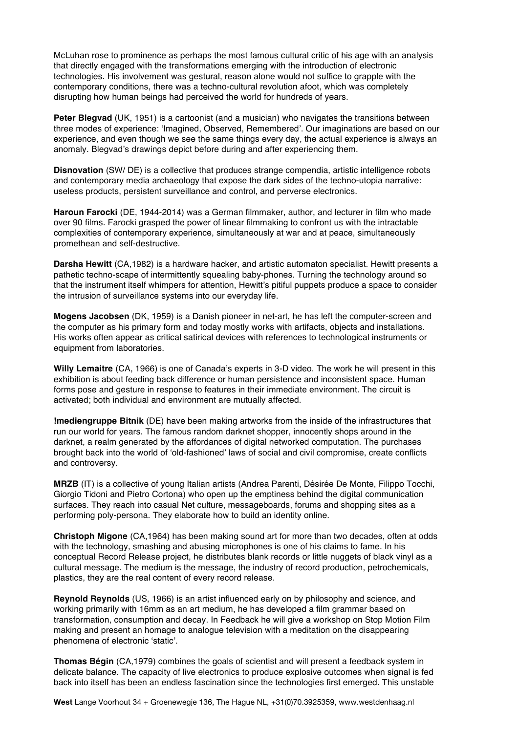McLuhan rose to prominence as perhaps the most famous cultural critic of his age with an analysis that directly engaged with the transformations emerging with the introduction of electronic technologies. His involvement was gestural, reason alone would not suffice to grapple with the contemporary conditions, there was a techno-cultural revolution afoot, which was completely disrupting how human beings had perceived the world for hundreds of years.

**Peter Blegvad** (UK, 1951) is a cartoonist (and a musician) who navigates the transitions between three modes of experience: 'Imagined, Observed, Remembered'. Our imaginations are based on our experience, and even though we see the same things every day, the actual experience is always an anomaly. Blegvad's drawings depict before during and after experiencing them.

**Disnovation** (SW/ DE) is a collective that produces strange compendia, artistic intelligence robots and contemporary media archaeology that expose the dark sides of the techno-utopia narrative: useless products, persistent surveillance and control, and perverse electronics.

**Haroun Farocki** (DE, 1944-2014) was a German filmmaker, author, and lecturer in film who made over 90 films. Farocki grasped the power of linear filmmaking to confront us with the intractable complexities of contemporary experience, simultaneously at war and at peace, simultaneously promethean and self-destructive.

**Darsha Hewitt** (CA,1982) is a hardware hacker, and artistic automaton specialist. Hewitt presents a pathetic techno-scape of intermittently squealing baby-phones. Turning the technology around so that the instrument itself whimpers for attention, Hewitt's pitiful puppets produce a space to consider the intrusion of surveillance systems into our everyday life.

**Mogens Jacobsen** (DK, 1959) is a Danish pioneer in net-art, he has left the computer-screen and the computer as his primary form and today mostly works with artifacts, objects and installations. His works often appear as critical satirical devices with references to technological instruments or equipment from laboratories.

**Willy Lemaitre** (CA, 1966) is one of Canada's experts in 3-D video. The work he will present in this exhibition is about feeding back difference or human persistence and inconsistent space. Human forms pose and gesture in response to features in their immediate environment. The circuit is activated; both individual and environment are mutually affected.

**!mediengruppe Bitnik** (DE) have been making artworks from the inside of the infrastructures that run our world for years. The famous random darknet shopper, innocently shops around in the darknet, a realm generated by the affordances of digital networked computation. The purchases brought back into the world of 'old-fashioned' laws of social and civil compromise, create conflicts and controversy.

**MRZB** (IT) is a collective of young Italian artists (Andrea Parenti, Désirée De Monte, Filippo Tocchi, Giorgio Tidoni and Pietro Cortona) who open up the emptiness behind the digital communication surfaces. They reach into casual Net culture, messageboards, forums and shopping sites as a performing poly-persona. They elaborate how to build an identity online.

**Christoph Migone** (CA,1964) has been making sound art for more than two decades, often at odds with the technology, smashing and abusing microphones is one of his claims to fame. In his conceptual Record Release project, he distributes blank records or little nuggets of black vinyl as a cultural message. The medium is the message, the industry of record production, petrochemicals, plastics, they are the real content of every record release.

**Reynold Reynolds** (US, 1966) is an artist influenced early on by philosophy and science, and working primarily with 16mm as an art medium, he has developed a film grammar based on transformation, consumption and decay. In Feedback he will give a workshop on Stop Motion Film making and present an homage to analogue television with a meditation on the disappearing phenomena of electronic 'static'.

**Thomas Bégin** (CA,1979) combines the goals of scientist and will present a feedback system in delicate balance. The capacity of live electronics to produce explosive outcomes when signal is fed back into itself has been an endless fascination since the technologies first emerged. This unstable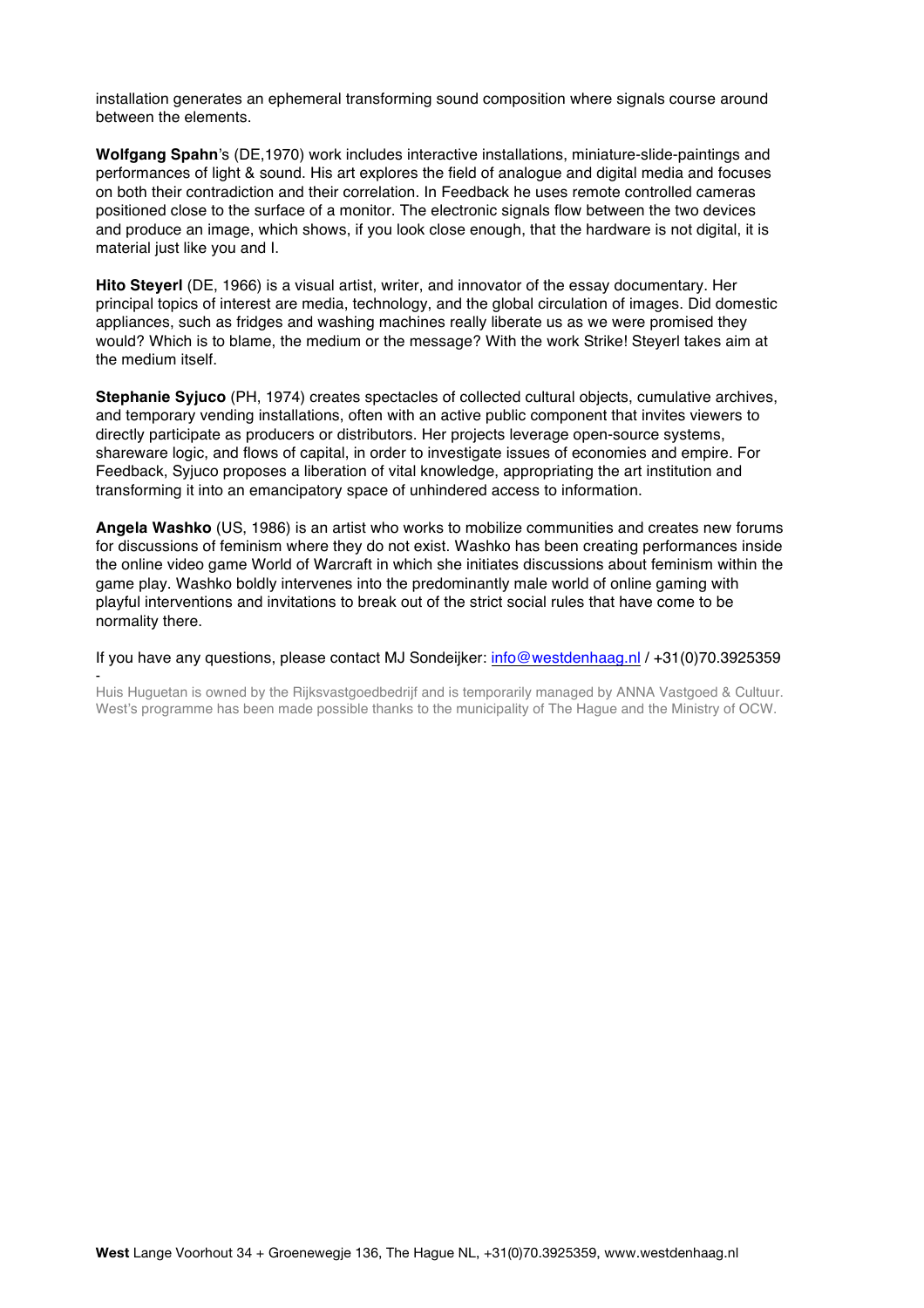installation generates an ephemeral transforming sound composition where signals course around between the elements.

**Wolfgang Spahn**'s (DE,1970) work includes interactive installations, miniature-slide-paintings and performances of light & sound. His art explores the field of analogue and digital media and focuses on both their contradiction and their correlation. In Feedback he uses remote controlled cameras positioned close to the surface of a monitor. The electronic signals flow between the two devices and produce an image, which shows, if you look close enough, that the hardware is not digital, it is material just like you and I.

**Hito Steyerl** (DE, 1966) is a visual artist, writer, and innovator of the essay documentary. Her principal topics of interest are media, technology, and the global circulation of images. Did domestic appliances, such as fridges and washing machines really liberate us as we were promised they would? Which is to blame, the medium or the message? With the work Strike! Steyerl takes aim at the medium itself.

**Stephanie Syjuco** (PH, 1974) creates spectacles of collected cultural objects, cumulative archives, and temporary vending installations, often with an active public component that invites viewers to directly participate as producers or distributors. Her projects leverage open-source systems, shareware logic, and flows of capital, in order to investigate issues of economies and empire. For Feedback, Syjuco proposes a liberation of vital knowledge, appropriating the art institution and transforming it into an emancipatory space of unhindered access to information.

**Angela Washko** (US, 1986) is an artist who works to mobilize communities and creates new forums for discussions of feminism where they do not exist. Washko has been creating performances inside the online video game World of Warcraft in which she initiates discussions about feminism within the game play. Washko boldly intervenes into the predominantly male world of online gaming with playful interventions and invitations to break out of the strict social rules that have come to be normality there.

If you have any questions, please contact MJ Sondeijker: info@westdenhaag.nl / +31(0)70.3925359

-

Huis Huguetan is owned by the Rijksvastgoedbedrijf and is temporarily managed by ANNA Vastgoed & Cultuur. West's programme has been made possible thanks to the municipality of The Hague and the Ministry of OCW.

**West** Lange Voorhout 34 + Groenewegje 136, The Hague NL, +31(0)70.3925359, www.westdenhaag.nl